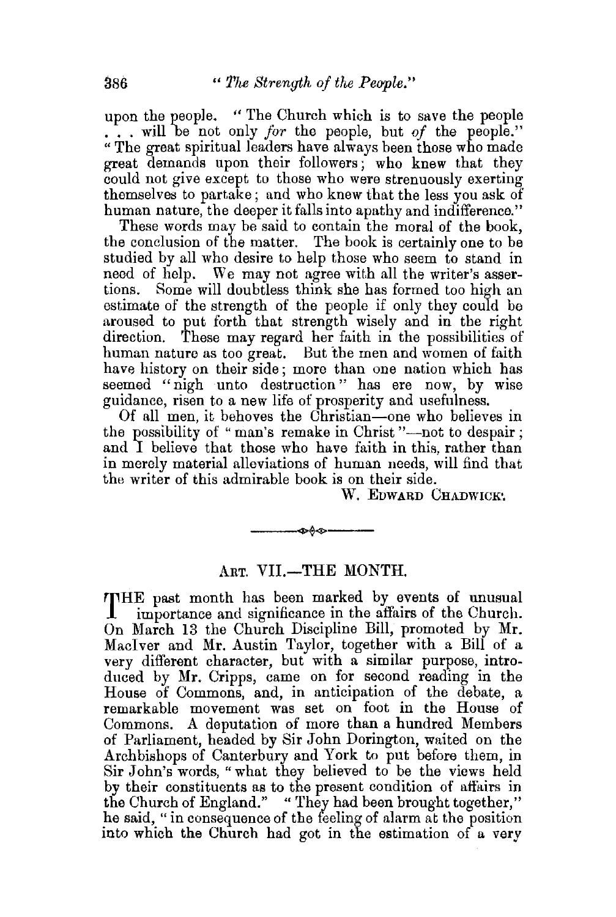upon the people. "The Church which is to save the people . . . will be not only *for* the people, but *of* the people." "The great spiritual leaders have always been those who made great demands upon their followers; who knew that they could not give except to those who were strenuously exerting themselves to partake; and who knew that the less you ask of human nature, the deeper it falls into apathy and indifference."

These words may be said to contain the moral of the book, the conclusion of the matter. The book is certainly one to be studied by all who desire to help those who seem to stand in need of help. We may not agree with all the writer's assertions. Some will doubtless think she has formed too high an estimate of the strength of the people if only they could be aroused to put forth that strength wisely and in the right direction. These may regard her faith in the possibilities of human nature as too great. But the men and women of faith have history on their side; more than one nation which has seemed "nigh unto destruction" has ere now, by wise guidance, risen to a new life of prosperity and usefulness.

Of all men, it behoves the Christian—one who believes in the possibility of "man's remake in Christ"—not to despair; and I believe that those who have faith in this, rather than in merely material alleviations of human needs, will find that the writer of this admirable book is on their side.

W. EDWARD CHADWICK.

---

## ART. VII.—THE MONTH.

THE past month has been marked by events of unusual importance and significance in the affairs of the Church. On March 13 the Church Discipline Bill, promoted by Mr. MacIver and Mr. Austin Taylor, together with a Bill of a very different character, but with a similar purpose, introduced by Mr. Cripps, came on for second reading in the House of Commons, and, in anticipation of the debate, a remarkable movement was set on foot in the House of Commons. A deputation of more than a hundred Members of Parliament, headed by Sir John Dorington, waited on the Archbishops of Canterbury and York to put before them, in Sir John's words, "what they believed to be the views held by their constituents as to the present condition of affairs in the Church of England." "They had been brought together," he said, "in consequence of the feeling of alarm at the position into which the Church had got in the estimation of a very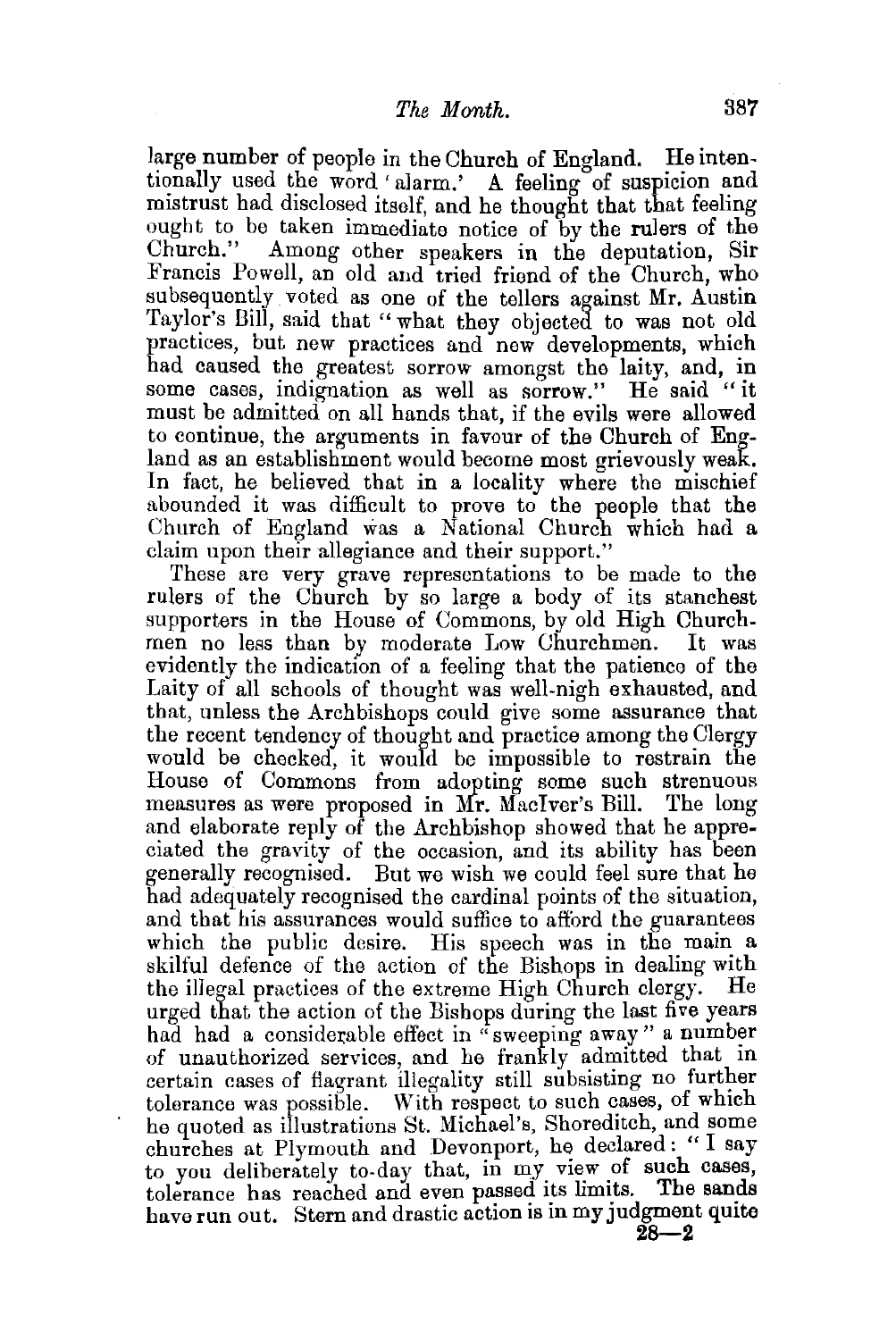large number of people in the Church of England. He intentionally used the word 'alarm.' A feeling of suspicion and mistrust had disclosed itself, and he thought that that feeling ought to be taken immediate notice of by the rulers of the Church." Among other speakers in the deputation, Sir Francis Powell, an old and tried friend of the Church, who subsequently voted as one of the tellers against Mr. Austin Taylor's Bill, said that "what they objected to was not old practices, but new practices and new developments, which had caused the greatest sorrow amongst the laity, and, in some cases, indignation as well as sorrow." He said "it must be admitted on all hands that, if the evils were allowed to continue, the arguments in favour of the Church of England as an establishment would become most grievously weak. In fact, he believed that in a locality where the mischief abounded it was difficult to prove to the people that the Church of England was a National Church which had a claim upon their allegiance and their support."

These are very grave representations to be made to the rulers of the Church by so large a body of its stanchest supporters in the House of Commons, by old High Churchmen no less than by moderate Low Churchmen. It was evidently the indication of a feeling that the patience of the Laity of all schools of thought was well-nigh exhausted, and that, unless the Archbishops could give some assurance that the recent tendency of thought and practice among the Clergy would be checked, it would be impossible to restrain the House of Commons from adopting some such strenuous measures as were proposed in Mr. MacIver's Bill. The long and elaborate reply of the Archbishop showed that he appreciated the gravity of the occasion, and its ability has been generally recognised. But we wish we could feel sure that he had adequately recognised the cardinal points of the situation, and that his assurances would suffice to afford the guarantees which the public desire. His speech was in the main a skilful defence of the action of the Bishops in dealing with the illegal practices of the extreme High Church clergy. He urged that the action of the Bishops during the last five years had had a considerable effect in "sweeping away" a number of unauthorized services, and he frankly admitted that in certain cases of flagrant illegality still subsisting no further tolerance was possible. With respect to such cases, of which he quoted as illustrations St. Michael's, Shoreditch, and some churches at Plymouth and Devonport, he declared: "I say to you deliberately to-day that, in my view of such cases, tolerance has reached and even passed its limits. The sands have run out. Stern and drastic action is in my judgment quite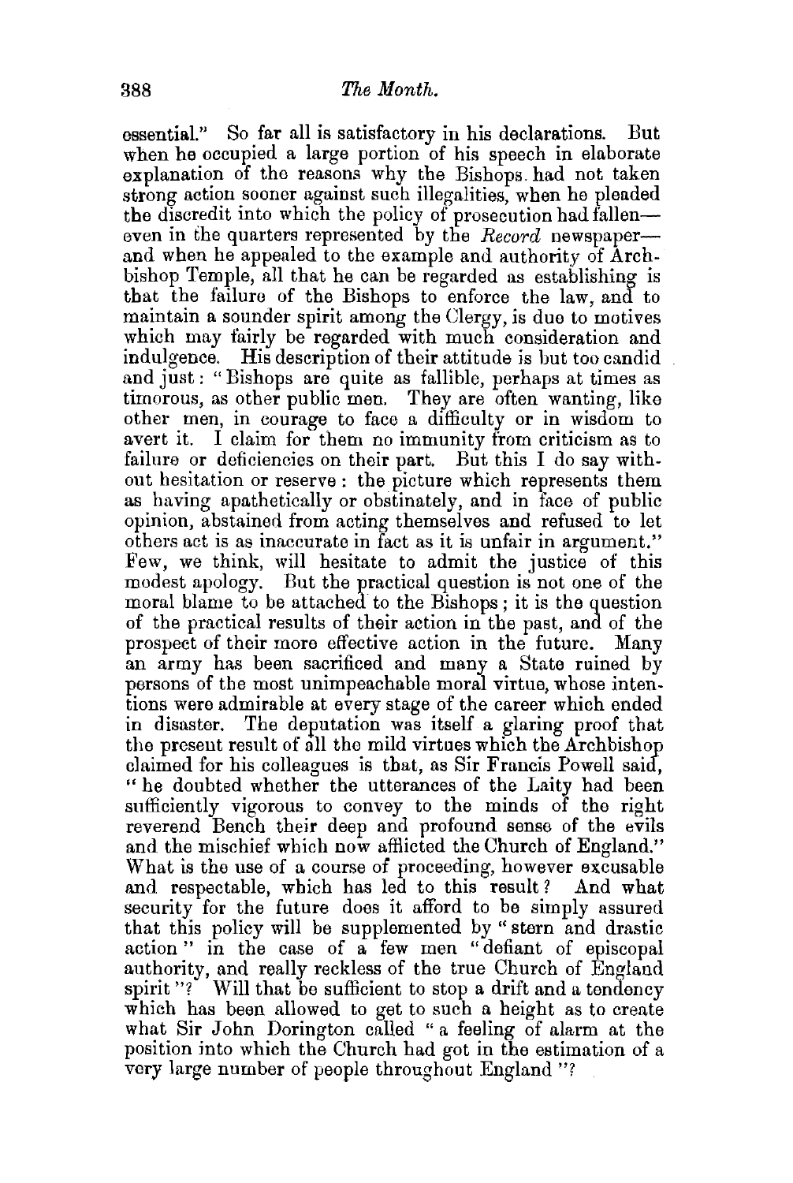essential." So far all is satisfactory in his declarations. But when he occupied a large portion of his speech in elaborate explanation of the reasons why the Bishops had not taken strong action sooner against such illegalities, when he pleaded the discredit into which the policy of prosecution had fallen—even in the quarters represented by the *Record* newspaper—and when he appealed to the example and authority of Archbishop Temple, all that he can be regarded as establishing is that the failure of the Bishops to enforce the law, and to maintain a sounder spirit among the Clergy, is due to motives which may fairly be regarded with much consideration and indulgence. His description of their attitude is but too candid and just: "Bishops are quite as fallible, perhaps at times as timorous, as other public men. They are often wanting, like other men, in courage to face a difficulty or in wisdom to avert it. I claim for them no immunity from criticism as to failure or deficiencies on their part. But this I do say without hesitation or reserve: the picture which represents them as having apathetically or obstinately, and in face of public opinion, abstained from acting themselves and refused to let others act is as inaccurate in fact as it is unfair in argument." Few, we think, will hesitate to admit the justice of this modest apology. But the practical question is not one of the moral blame to be attached to the Bishops; it is the question of the practical results of their action in the past, and of the prospect of their more effective action in the future. Many an army has been sacrificed and many a State ruined by persons of the most unimpeachable moral virtue, whose intentions were admirable at every stage of the career which ended in disaster. The deputation was itself a glaring proof that the present result of all the mild virtues which the Archbishop claimed for his colleagues is that, as Sir Francis Powell said, "he doubted whether the utterances of the Laity had been sufficiently vigorous to convey to the minds of the right reverend Bench their deep and profound sense of the evils and the mischief which now afflicted the Church of England." What is the use of a course of proceeding, however excusable and respectable, which has led to this result? And what security for the future does it afford to be simply assured that this policy will be supplemented by "stern and drastic action" in the case of a few men "defiant of episcopal authority, and really reckless of the true Church of England spirit"? Will that be sufficient to stop a drift and a tendency which has been allowed to get to such a height as to create what Sir John Dorington called "a feeling of alarm at the position into which the Church had got in the estimation of a very large number of people throughout England"?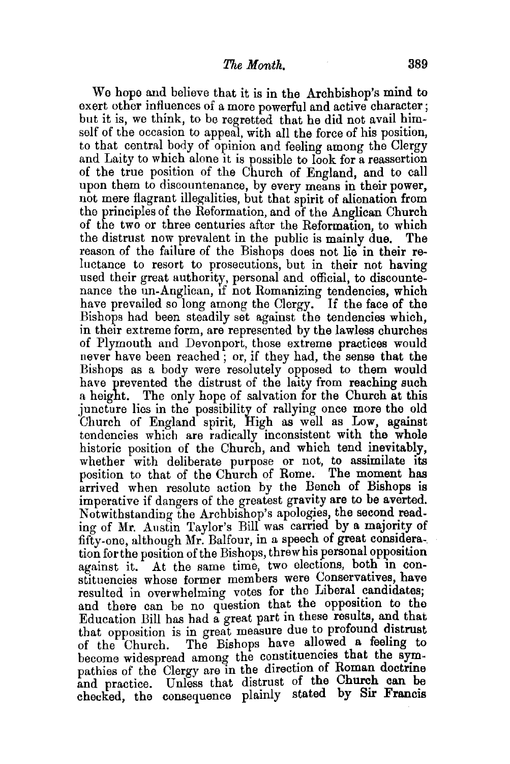We hope and believe that it is in the Archbishop's mind to exert other influences of a more powerful and active character; but it is, we think, to be regretted that he did not avail himself of the occasion to appeal, with all the force of his position, to that central body of opinion and feeling among the Clergy and Laity to which alone it is possible to look for a reassertion of the true position of the Church of England, and to call upon them to discountenance, by every means in their power, not mere flagrant illegalities, but that spirit of alienation from the principles of the Reformation, and of the Anglican Church of the two or three centuries after the Reformation, to which the distrust now prevalent in the public is mainly due. The reason of the failure of the Bishops does not lie in their reluctance to resort to prosecutions, but in their not having used their great authority, personal and official, to discountenance the un-Anglican, if not Romanizing tendencies, which have prevailed so long among the Clergy. If the face of the Bishops had been steadily set against the tendencies which, in their extreme form, are represented by the lawless churches of Plymouth and Devonport, those extreme practices would never have been reached; or, if they had, the sense that the Bishops as a body were resolutely opposed to them would have prevented the distrust of the laity from reaching such a height. The only hope of salvation for the Church at this juncture lies in the possibility of rallying once more the old Church of England spirit, High as well as Low, against tendencies which are radically inconsistent with the whole historic position of the Church, and which tend inevitably, whether with deliberate purpose or not, to assimilate its position to that of the Church of Rome. The moment has arrived when resolute action by the Bench of Bishops is imperative if dangers of the greatest gravity are to be averted. Notwithstanding the Archbishop's apologies, the second reading of Mr. Austin Taylor's Bill was carried by a majority of fifty-one, although Mr. Balfour, in a speech of great consideration for the position of the Bishops, threw his personal opposition against it. At the same time, two elections, both in constituencies whose former members were Conservatives, have resulted in overwhelming votes for the Liberal candidates; and there can be no question that the opposition to the Education Bill has had a great part in these results, and that that opposition is in great measure due to profound distrust of the Church. The Bishops have allowed a feeling to become widespread among the constituencies that the sympathies of the Clergy are in the direction of Roman doctrine and practice. Unless that distrust of the Church can be checked, the consequence plainly stated by Sir Francis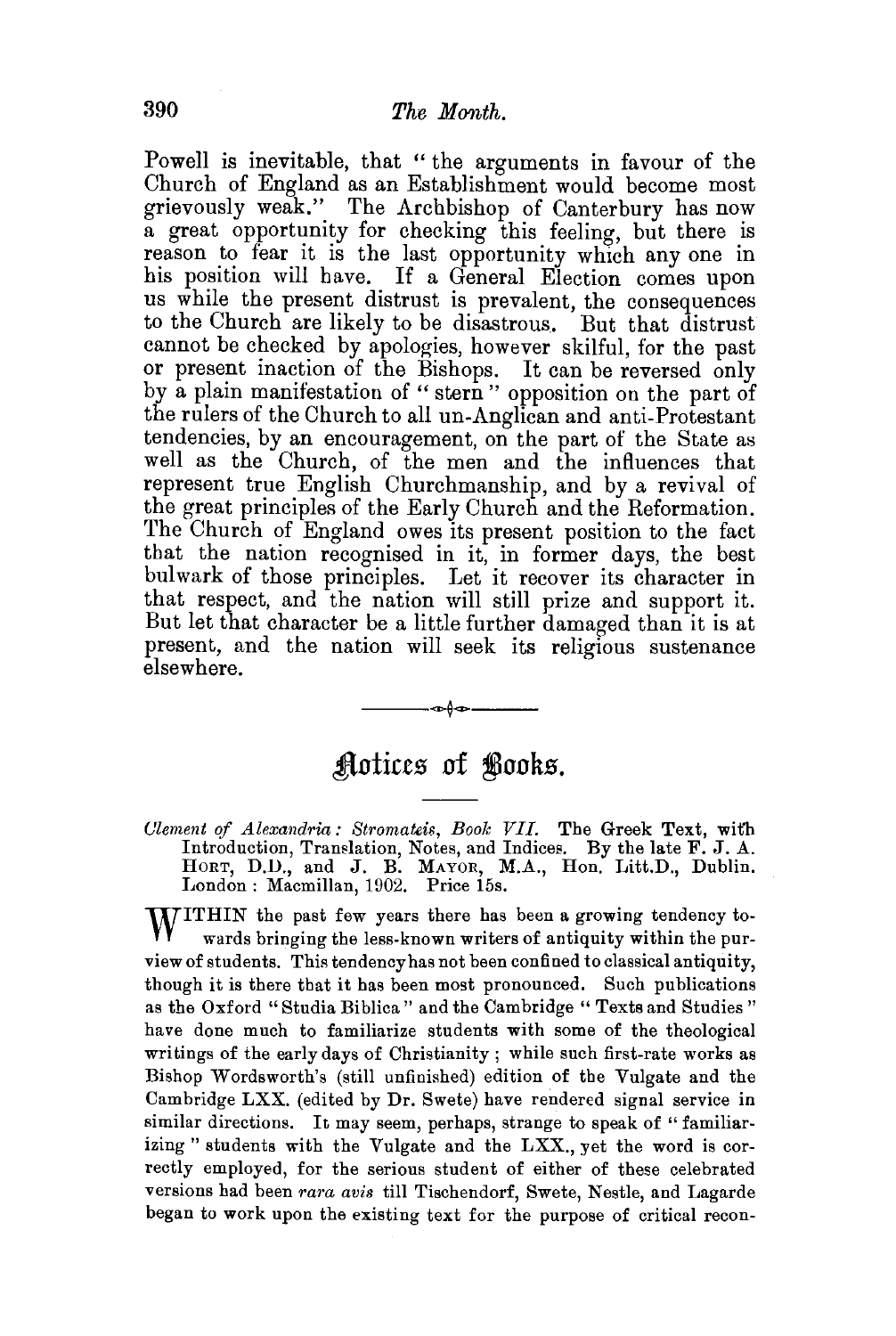Powell is inevitable, that "the arguments in favour of the Church of England as an Establishment would become most grievously weak." The Archbishop of Canterbury has now a great opportunity for checking this feeling, but there is reason to fear it is the last opportunity which any one in his position will have. If a General Election comes upon us while the present distrust is prevalent, the consequences to the Church are likely to be disastrous. But that distrust cannot be checked by apologies, however skilful, for the past or present inaction of the Bishops. It can be reversed only by a plain manifestation of "stern" opposition on the part of the rulers of the Church to all un-Anglican and anti-Protestant tendencies, by an encouragement, on the part of the State as well as the Church, of the men and the influences that represent true English Churchmanship, and by a revival of the great principles of the Early Church and the Reformation. The Church of England owes its present position to the fact that the nation recognised in it, in former days, the best bulwark of those principles. Let it recover its character in that respect, and the nation will still prize and support it. But let that character be a little further damaged than it is at present, and the nation will seek its religious sustenance elsewhere.

---

## Notices of Books.

*Clement of Alexandria: Stromateis, Book VII.* The Greek Text, with Introduction, Translation, Notes, and Indices. By the late F. J. A. Hort, D.D., and J. B. Mayor, M.A., Hon. Litt.D., Dublin. London: Macmillan, 1902. Price 15s.

Within the past few years there has been a growing tendency towards bringing the less-known writers of antiquity within the purview of students. This tendency has not been confined to classical antiquity, though it is there that it has been most pronounced. Such publications as the Oxford "Studia Biblica" and the Cambridge "Texts and Studies" have done much to familiarize students with some of the theological writings of the early days of Christianity; while such first-rate works as Bishop Wordsworth's (still unfinished) edition of the Vulgate and the Cambridge LXX. (edited by Dr. Swete) have rendered signal service in similar directions. It may seem, perhaps, strange to speak of "familiarizing" students with the Vulgate and the LXX., yet the word is correctly employed, for the serious student of either of these celebrated versions had been *rara avis* till Tischendorf, Swete, Nestle, and Lagarde began to work upon the existing text for the purpose of critical recon-